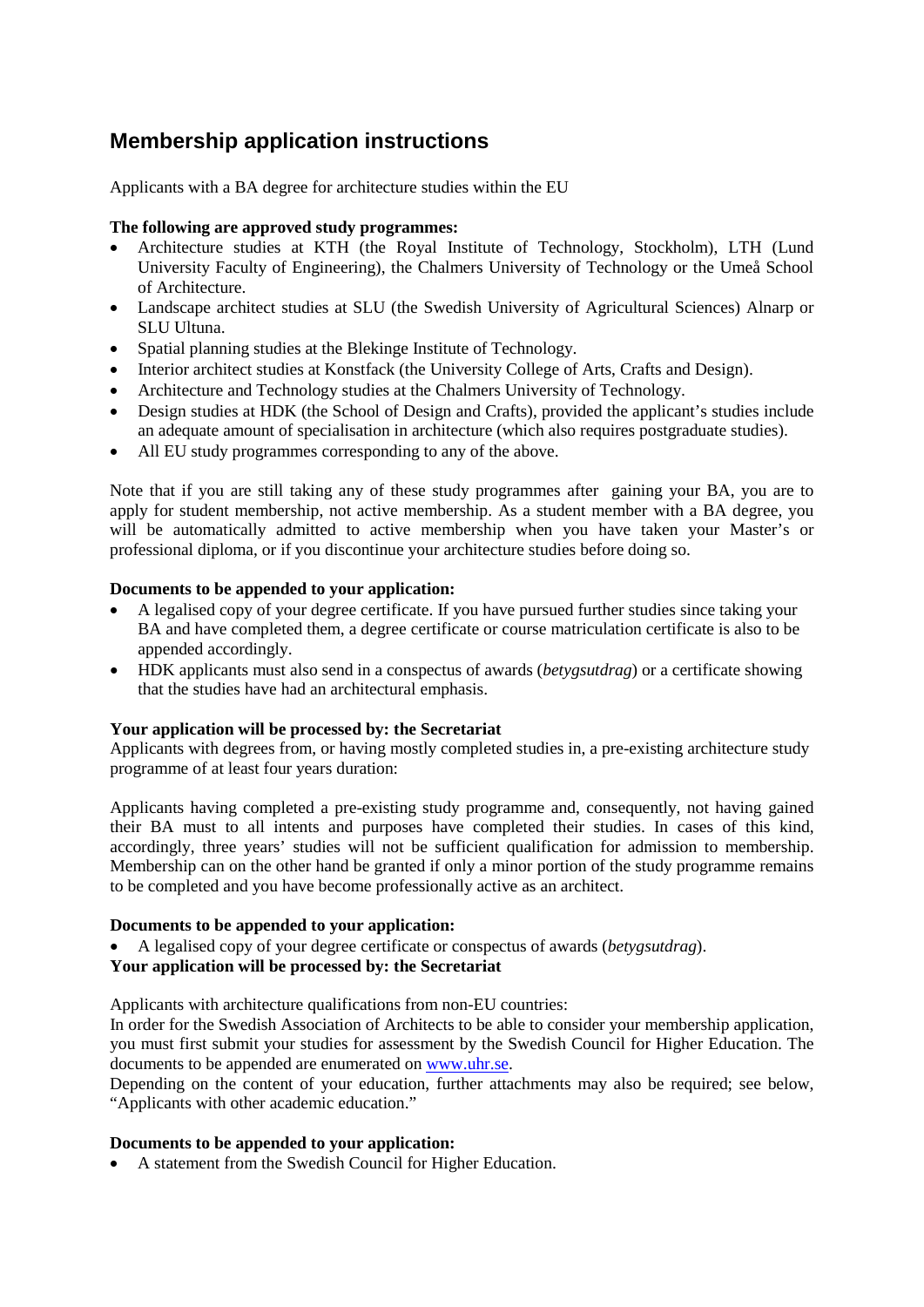## Membership application instructions

Applicants with a BA degree for architecture studies within the EU

**The following are approved study programmes:**

- Architecture studies at KTH (the Royal Institute of Technology, Stockholm), LTH (Lund University Faculty of Engineering), the Chalmers University of Technology or the Umeå School of Architecture.
- Landscape architect studies at SLU (the Swedish University of Agricultural Sciences) Alnarp or SLU Ultuna.
- Spatial planning studies at the Blekinge Institute of Technology.
- Interior architect studies at Konstfack (the University College of Arts, Crafts and Design).
- Architecture and Technology studies at the Chalmers University of Technology.
- Design studies at HDK (the School of Design and Crafts), provided the applicant's studies include an adequate amount of specialisation in architecture (which also requires postgraduate studies).
- All EU study programmes corresponding to any of the above.

Note that if you are still taking any of these study programmes after gaining your BA, you are to apply for student membership, not active membership. As a student member with a BA degree, you will be automatically admitted to active membership when you have taken your Master's or professional diploma, or if you discontinue your architecture studies before doing so.

**Documents to be appended to your application:**

- A legalised copy of your degree certificate. If you have pursued further studies since taking your BA and have completed them, a degree certificate or course matriculation certificate is also to be appended accordingly.
- HDK applicants must also send in a conspectus of awards (*betygsutdrag*) or a certificate showing that the studies have had an architectural emphasis.

**Your application will be processed by: the Secretariat**

Applicants with degrees from, or having mostly completed studies in, a pre-existing architecture study programme of at least four years duration:

Applicants having completed a pre-existing study programme and, consequently, not having gained their BA must to all intents and purposes have completed their studies. In cases of this kind, accordingly, three years' studies will not be sufficient qualification for admission to membership. Membership can on the other hand be granted if only a minor portion of the study programme remains to be completed and you have become professionally active as an architect.

**Documents to be appended to your application:**

- A legalised copy of your degree certificate or conspectus of awards (*betygsutdrag*).

**Your application will be processed by: the Secretariat**

Applicants with architecture qualifications from non-EU countries:
In order for the Swedish Association of Architects to be able to consider your membership application, you must first submit your studies for assessment by the Swedish Council for Higher Education. The documents to be appended are enumerated on [www.uhr.se](www.uhr.se).
Depending on the content of your education, further attachments may also be required; see below, "Applicants with other academic education."

**Documents to be appended to your application:**

- A statement from the Swedish Council for Higher Education.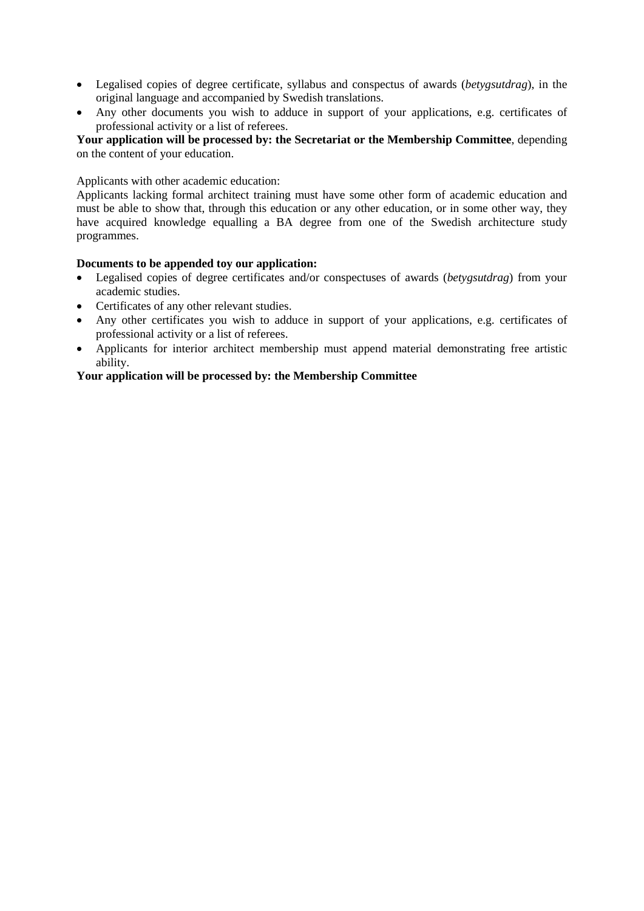- Legalised copies of degree certificate, syllabus and conspectus of awards (*betygsutdrag*), in the original language and accompanied by Swedish translations.
- Any other documents you wish to adduce in support of your applications, e.g. certificates of professional activity or a list of referees.

**Your application will be processed by: the Secretariat or the Membership Committee**, depending on the content of your education.

Applicants with other academic education:
Applicants lacking formal architect training must have some other form of academic education and must be able to show that, through this education or any other education, or in some other way, they have acquired knowledge equalling a BA degree from one of the Swedish architecture study programmes.

**Documents to be appended toy our application:**

- Legalised copies of degree certificates and/or conspectuses of awards (*betygsutdrag*) from your academic studies.
- Certificates of any other relevant studies.
- Any other certificates you wish to adduce in support of your applications, e.g. certificates of professional activity or a list of referees.
- Applicants for interior architect membership must append material demonstrating free artistic ability.

**Your application will be processed by: the Membership Committee**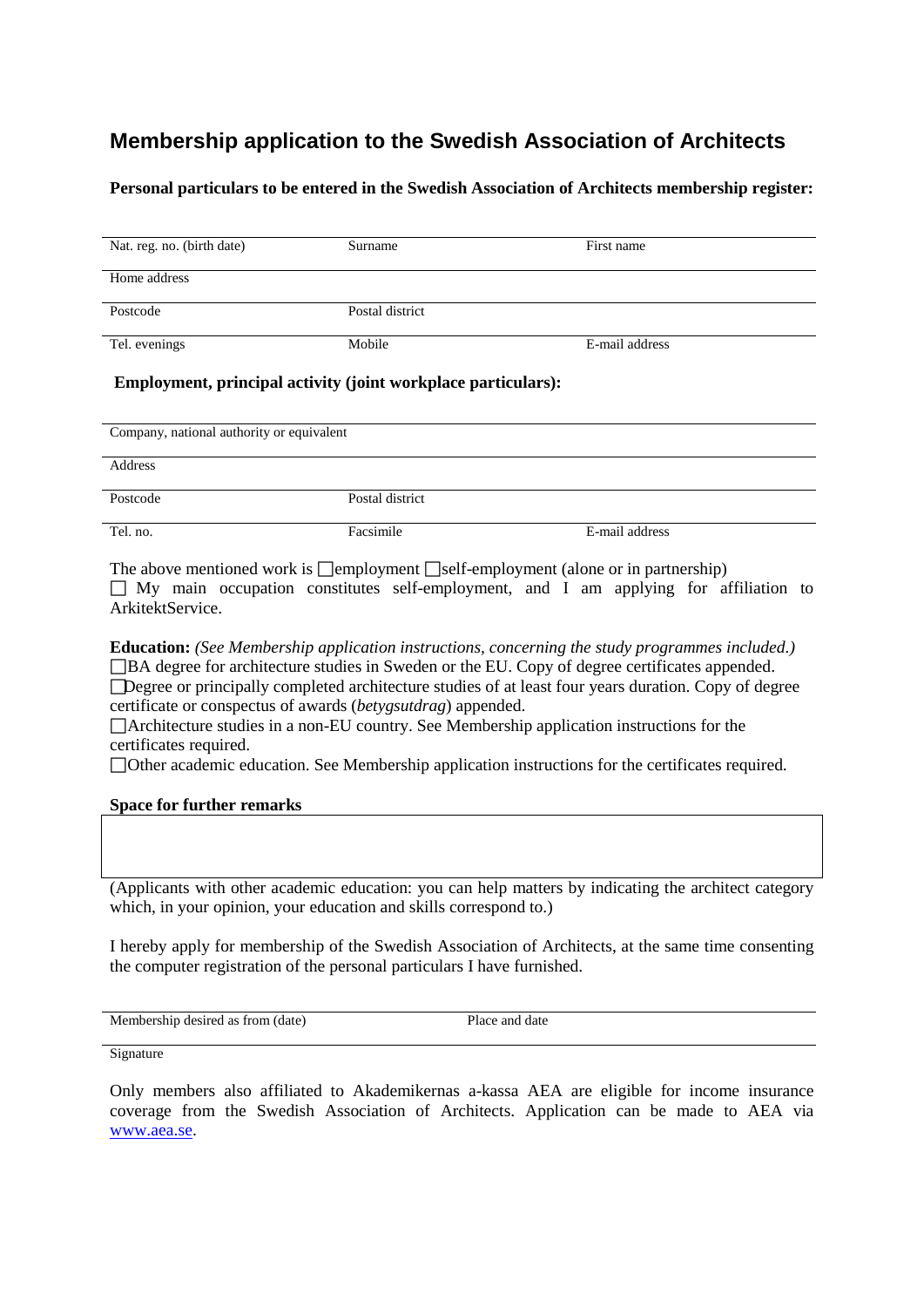# Membership application to the Swedish Association of Architects

**Personal particulars to be entered in the Swedish Association of Architects membership register:**

| | | |
|---|---|---|
| Nat. reg. no. (birth date) | Surname | First name |
| Home address | | |
| Postcode | Postal district | |
| Tel. evenings | Mobile | E-mail address |

**Employment, principal activity (joint workplace particulars):**

| | | |
|---|---|---|
| Company, national authority or equivalent | | |
| Address | | |
| Postcode | Postal district | |
| Tel. no. | Facsimile | E-mail address |

The above mentioned work is ☐employment ☐self-employment (alone or in partnership)
☐ My main occupation constitutes self-employment, and I am applying for affiliation to ArkitektService.

**Education:** *(See Membership application instructions, concerning the study programmes included.)*
☐BA degree for architecture studies in Sweden or the EU. Copy of degree certificates appended.
☐Degree or principally completed architecture studies of at least four years duration. Copy of degree certificate or conspectus of awards (*betygsutdrag*) appended.
☐Architecture studies in a non-EU country. See Membership application instructions for the certificates required.
☐Other academic education. See Membership application instructions for the certificates required.

**Space for further remarks**

(Applicants with other academic education: you can help matters by indicating the architect category which, in your opinion, your education and skills correspond to.)

I hereby apply for membership of the Swedish Association of Architects, at the same time consenting the computer registration of the personal particulars I have furnished.

| | |
|---|---|
| Membership desired as from (date) | Place and date |
| Signature | |

Only members also affiliated to Akademikernas a-kassa AEA are eligible for income insurance coverage from the Swedish Association of Architects. Application can be made to AEA via www.aea.se.